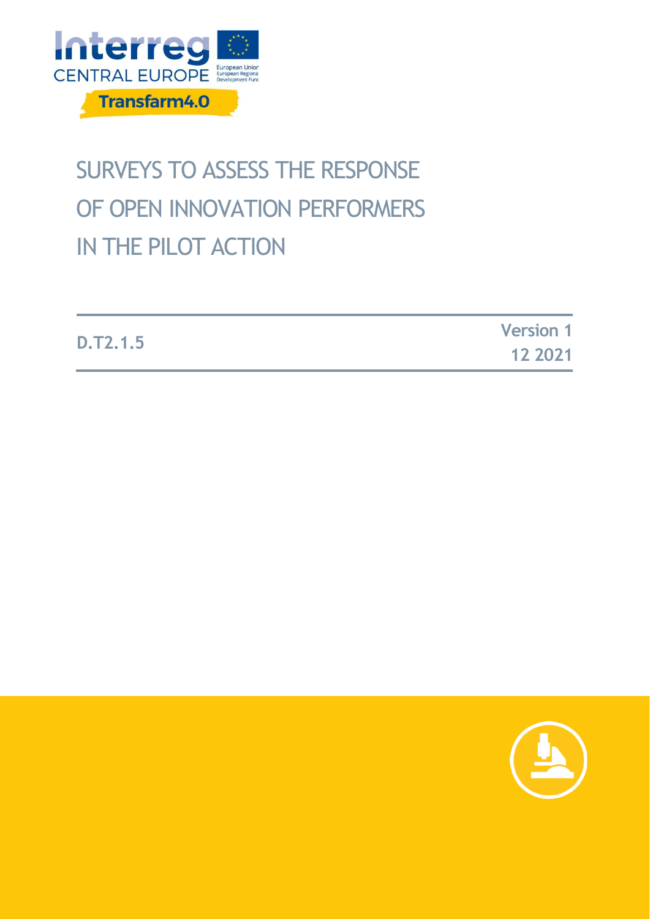Interreg
CENTRAL EUROPE

European Union
European Regional Development Fund

Transfarm4.0

# SURVEYS TO ASSESS THE RESPONSE OF OPEN INNOVATION PERFORMERS IN THE PILOT ACTION

**D.T2.1.5**

**Version 1**
**12 2021**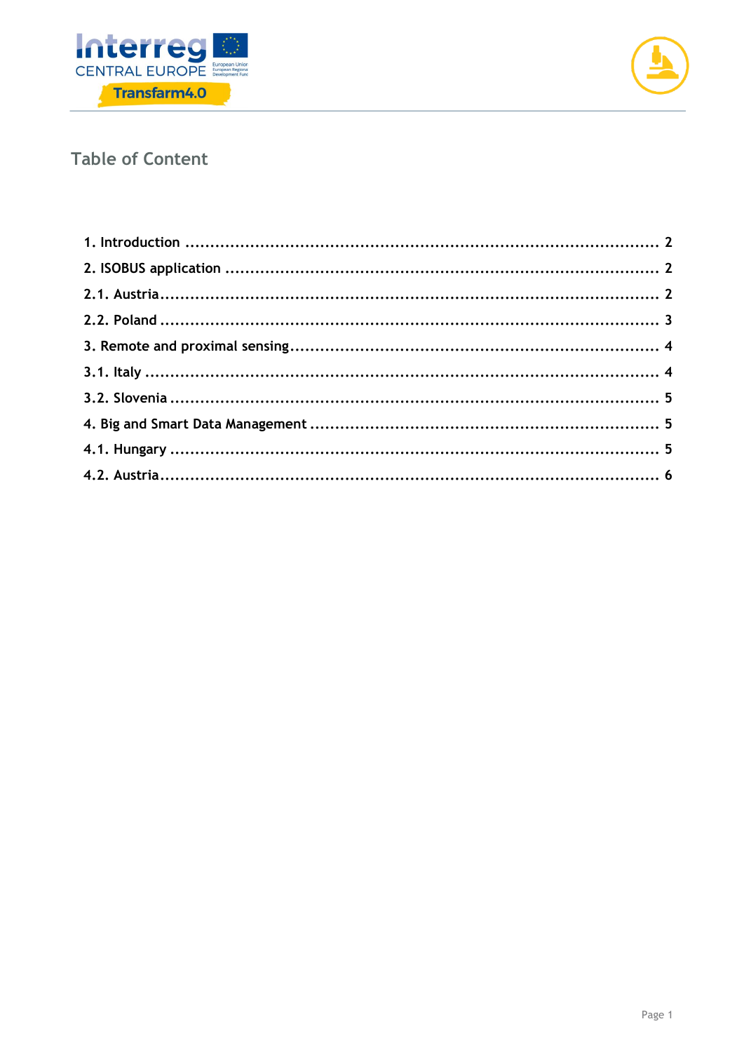## Table of Content

1. Introduction ........................................................................................ 2
2. ISOBUS application ................................................................................ 2
2.1. Austria................................................................................................ 2
2.2. Poland ................................................................................................ 3
3. Remote and proximal sensing.................................................................. 4
3.1. Italy ................................................................................................... 4
3.2. Slovenia .............................................................................................. 5
4. Big and Smart Data Management .............................................................. 5
4.1. Hungary .............................................................................................. 5
4.2. Austria................................................................................................ 6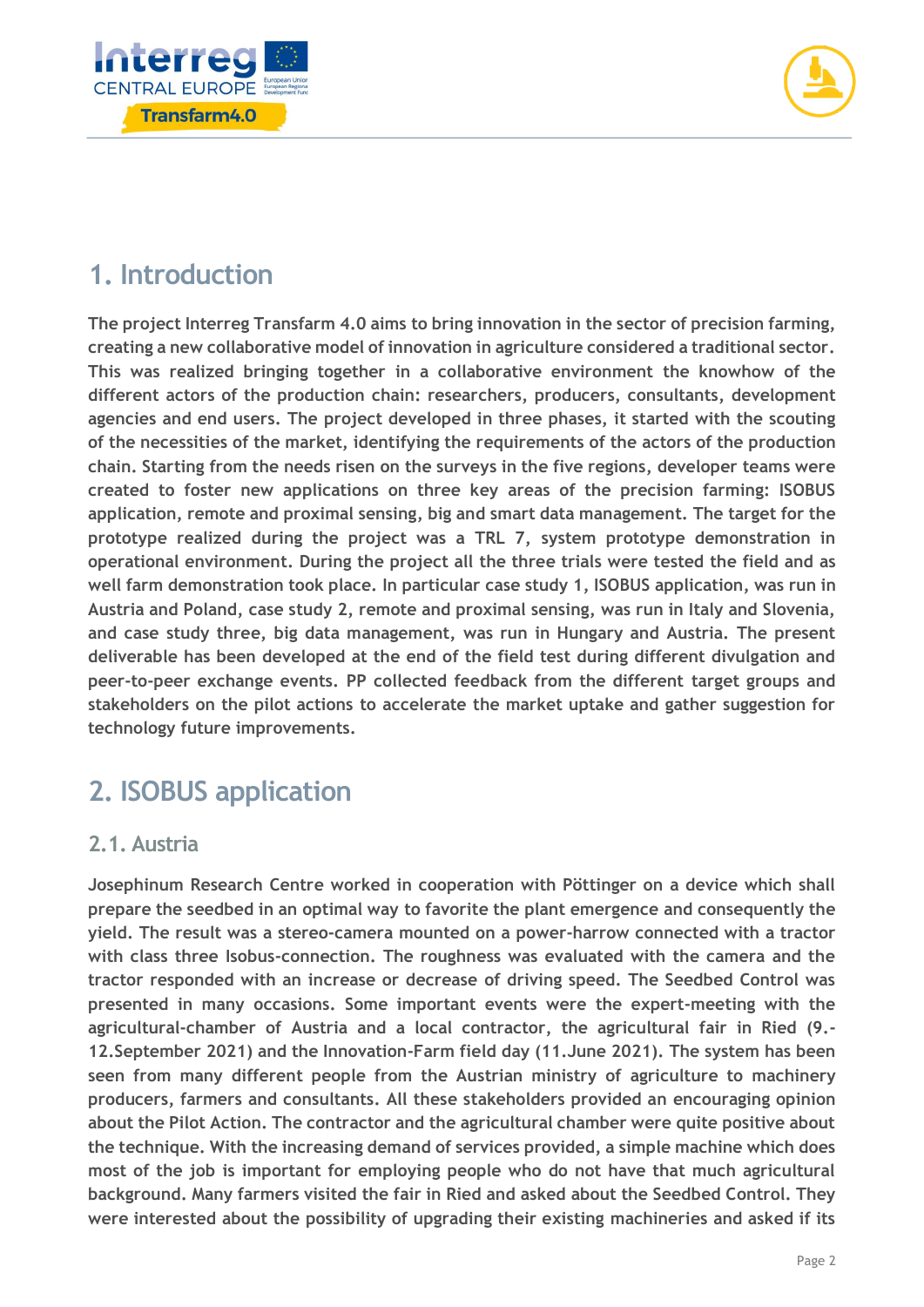# 1. Introduction

**The project Interreg Transfarm 4.0 aims to bring innovation in the sector of precision farming, creating a new collaborative model of innovation in agriculture considered a traditional sector. This was realized bringing together in a collaborative environment the knowhow of the different actors of the production chain: researchers, producers, consultants, development agencies and end users. The project developed in three phases, it started with the scouting of the necessities of the market, identifying the requirements of the actors of the production chain. Starting from the needs risen on the surveys in the five regions, developer teams were created to foster new applications on three key areas of the precision farming: ISOBUS application, remote and proximal sensing, big and smart data management. The target for the prototype realized during the project was a TRL 7, system prototype demonstration in operational environment. During the project all the three trials were tested the field and as well farm demonstration took place. In particular case study 1, ISOBUS application, was run in Austria and Poland, case study 2, remote and proximal sensing, was run in Italy and Slovenia, and case study three, big data management, was run in Hungary and Austria. The present deliverable has been developed at the end of the field test during different divulgation and peer-to-peer exchange events. PP collected feedback from the different target groups and stakeholders on the pilot actions to accelerate the market uptake and gather suggestion for technology future improvements.**

# 2. ISOBUS application

## 2.1. Austria

**Josephinum Research Centre worked in cooperation with Pöttinger on a device which shall prepare the seedbed in an optimal way to favorite the plant emergence and consequently the yield. The result was a stereo-camera mounted on a power-harrow connected with a tractor with class three Isobus-connection. The roughness was evaluated with the camera and the tractor responded with an increase or decrease of driving speed. The Seedbed Control was presented in many occasions. Some important events were the expert-meeting with the agricultural-chamber of Austria and a local contractor, the agricultural fair in Ried (9.-12.September 2021) and the Innovation-Farm field day (11.June 2021). The system has been seen from many different people from the Austrian ministry of agriculture to machinery producers, farmers and consultants. All these stakeholders provided an encouraging opinion about the Pilot Action. The contractor and the agricultural chamber were quite positive about the technique. With the increasing demand of services provided, a simple machine which does most of the job is important for employing people who do not have that much agricultural background. Many farmers visited the fair in Ried and asked about the Seedbed Control. They were interested about the possibility of upgrading their existing machineries and asked if its**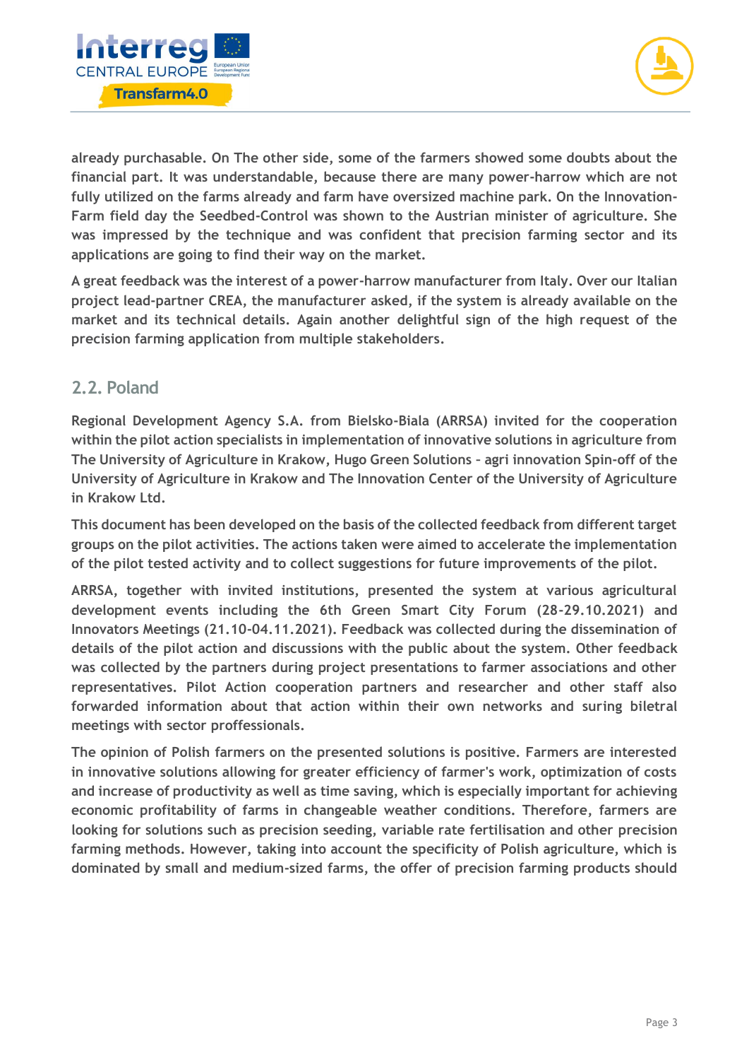already purchasable. On The other side, some of the farmers showed some doubts about the financial part. It was understandable, because there are many power-harrow which are not fully utilized on the farms already and farm have oversized machine park. On the Innovation-Farm field day the Seedbed-Control was shown to the Austrian minister of agriculture. She was impressed by the technique and was confident that precision farming sector and its applications are going to find their way on the market.

A great feedback was the interest of a power-harrow manufacturer from Italy. Over our Italian project lead-partner CREA, the manufacturer asked, if the system is already available on the market and its technical details. Again another delightful sign of the high request of the precision farming application from multiple stakeholders.

## 2.2. Poland

Regional Development Agency S.A. from Bielsko-Biala (ARRSA) invited for the cooperation within the pilot action specialists in implementation of innovative solutions in agriculture from The University of Agriculture in Krakow, Hugo Green Solutions - agri innovation Spin-off of the University of Agriculture in Krakow and The Innovation Center of the University of Agriculture in Krakow Ltd.

This document has been developed on the basis of the collected feedback from different target groups on the pilot activities. The actions taken were aimed to accelerate the implementation of the pilot tested activity and to collect suggestions for future improvements of the pilot.

ARRSA, together with invited institutions, presented the system at various agricultural development events including the 6th Green Smart City Forum (28-29.10.2021) and Innovators Meetings (21.10-04.11.2021). Feedback was collected during the dissemination of details of the pilot action and discussions with the public about the system. Other feedback was collected by the partners during project presentations to farmer associations and other representatives. Pilot Action cooperation partners and researcher and other staff also forwarded information about that action within their own networks and suring biletral meetings with sector proffessionals.

The opinion of Polish farmers on the presented solutions is positive. Farmers are interested in innovative solutions allowing for greater efficiency of farmer's work, optimization of costs and increase of productivity as well as time saving, which is especially important for achieving economic profitability of farms in changeable weather conditions. Therefore, farmers are looking for solutions such as precision seeding, variable rate fertilisation and other precision farming methods. However, taking into account the specificity of Polish agriculture, which is dominated by small and medium-sized farms, the offer of precision farming products should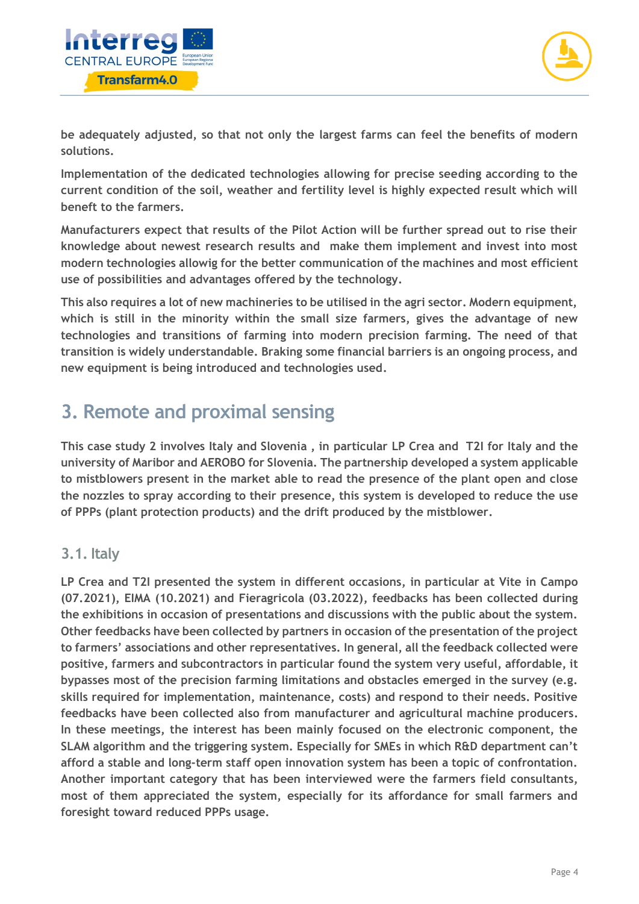be adequately adjusted, so that not only the largest farms can feel the benefits of modern solutions.

Implementation of the dedicated technologies allowing for precise seeding according to the current condition of the soil, weather and fertility level is highly expected result which will beneft to the farmers.

Manufacturers expect that results of the Pilot Action will be further spread out to rise their knowledge about newest research results and make them implement and invest into most modern technologies allowig for the better communication of the machines and most efficient use of possibilities and advantages offered by the technology.

This also requires a lot of new machineries to be utilised in the agri sector. Modern equipment, which is still in the minority within the small size farmers, gives the advantage of new technologies and transitions of farming into modern precision farming. The need of that transition is widely understandable. Braking some financial barriers is an ongoing process, and new equipment is being introduced and technologies used.

# 3. Remote and proximal sensing

This case study 2 involves Italy and Slovenia , in particular LP Crea and T2I for Italy and the university of Maribor and AEROBO for Slovenia. The partnership developed a system applicable to mistblowers present in the market able to read the presence of the plant open and close the nozzles to spray according to their presence, this system is developed to reduce the use of PPPs (plant protection products) and the drift produced by the mistblower.

## 3.1. Italy

LP Crea and T2I presented the system in different occasions, in particular at Vite in Campo (07.2021), EIMA (10.2021) and Fieragricola (03.2022), feedbacks has been collected during the exhibitions in occasion of presentations and discussions with the public about the system. Other feedbacks have been collected by partners in occasion of the presentation of the project to farmers' associations and other representatives. In general, all the feedback collected were positive, farmers and subcontractors in particular found the system very useful, affordable, it bypasses most of the precision farming limitations and obstacles emerged in the survey (e.g. skills required for implementation, maintenance, costs) and respond to their needs. Positive feedbacks have been collected also from manufacturer and agricultural machine producers. In these meetings, the interest has been mainly focused on the electronic component, the SLAM algorithm and the triggering system. Especially for SMEs in which R&D department can't afford a stable and long-term staff open innovation system has been a topic of confrontation. Another important category that has been interviewed were the farmers field consultants, most of them appreciated the system, especially for its affordance for small farmers and foresight toward reduced PPPs usage.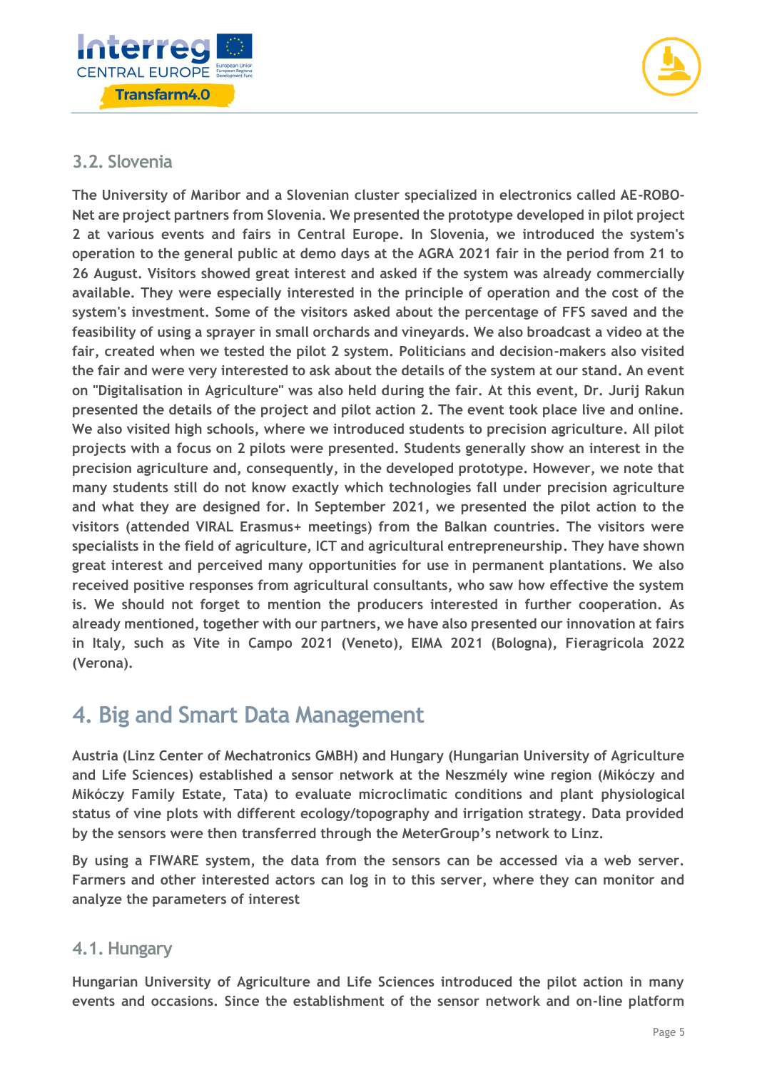### 3.2. Slovenia

**The University of Maribor and a Slovenian cluster specialized in electronics called AE-ROBO-Net are project partners from Slovenia. We presented the prototype developed in pilot project 2 at various events and fairs in Central Europe. In Slovenia, we introduced the system's operation to the general public at demo days at the AGRA 2021 fair in the period from 21 to 26 August. Visitors showed great interest and asked if the system was already commercially available. They were especially interested in the principle of operation and the cost of the system's investment. Some of the visitors asked about the percentage of FFS saved and the feasibility of using a sprayer in small orchards and vineyards. We also broadcast a video at the fair, created when we tested the pilot 2 system. Politicians and decision-makers also visited the fair and were very interested to ask about the details of the system at our stand. An event on "Digitalisation in Agriculture" was also held during the fair. At this event, Dr. Jurij Rakun presented the details of the project and pilot action 2. The event took place live and online. We also visited high schools, where we introduced students to precision agriculture. All pilot projects with a focus on 2 pilots were presented. Students generally show an interest in the precision agriculture and, consequently, in the developed prototype. However, we note that many students still do not know exactly which technologies fall under precision agriculture and what they are designed for. In September 2021, we presented the pilot action to the visitors (attended VIRAL Erasmus+ meetings) from the Balkan countries. The visitors were specialists in the field of agriculture, ICT and agricultural entrepreneurship. They have shown great interest and perceived many opportunities for use in permanent plantations. We also received positive responses from agricultural consultants, who saw how effective the system is. We should not forget to mention the producers interested in further cooperation. As already mentioned, together with our partners, we have also presented our innovation at fairs in Italy, such as Vite in Campo 2021 (Veneto), EIMA 2021 (Bologna), Fieragricola 2022 (Verona).**

## 4. Big and Smart Data Management

**Austria (Linz Center of Mechatronics GMBH) and Hungary (Hungarian University of Agriculture and Life Sciences) established a sensor network at the Neszmély wine region (Mikóczy and Mikóczy Family Estate, Tata) to evaluate microclimatic conditions and plant physiological status of vine plots with different ecology/topography and irrigation strategy. Data provided by the sensors were then transferred through the MeterGroup's network to Linz.**

**By using a FIWARE system, the data from the sensors can be accessed via a web server. Farmers and other interested actors can log in to this server, where they can monitor and analyze the parameters of interest**

### 4.1. Hungary

**Hungarian University of Agriculture and Life Sciences introduced the pilot action in many events and occasions. Since the establishment of the sensor network and on-line platform**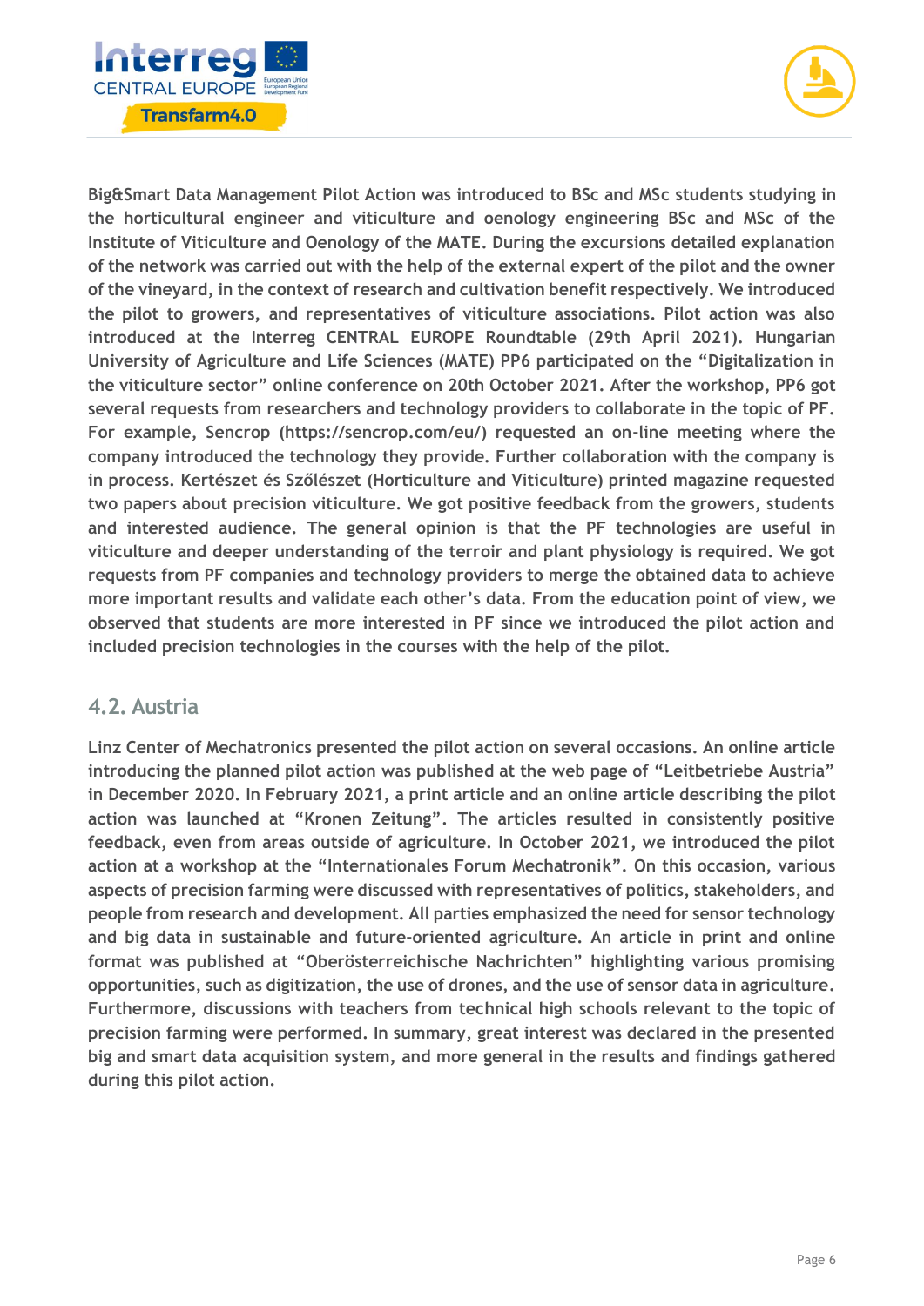**Big&Smart Data Management Pilot Action was introduced to BSc and MSc students studying in the horticultural engineer and viticulture and oenology engineering BSc and MSc of the Institute of Viticulture and Oenology of the MATE. During the excursions detailed explanation of the network was carried out with the help of the external expert of the pilot and the owner of the vineyard, in the context of research and cultivation benefit respectively. We introduced the pilot to growers, and representatives of viticulture associations. Pilot action was also introduced at the Interreg CENTRAL EUROPE Roundtable (29th April 2021). Hungarian University of Agriculture and Life Sciences (MATE) PP6 participated on the "Digitalization in the viticulture sector" online conference on 20th October 2021. After the workshop, PP6 got several requests from researchers and technology providers to collaborate in the topic of PF. For example, Sencrop (https://sencrop.com/eu/) requested an on-line meeting where the company introduced the technology they provide. Further collaboration with the company is in process. Kertészet és Szőlészet (Horticulture and Viticulture) printed magazine requested two papers about precision viticulture. We got positive feedback from the growers, students and interested audience. The general opinion is that the PF technologies are useful in viticulture and deeper understanding of the terroir and plant physiology is required. We got requests from PF companies and technology providers to merge the obtained data to achieve more important results and validate each other's data. From the education point of view, we observed that students are more interested in PF since we introduced the pilot action and included precision technologies in the courses with the help of the pilot.**

## 4.2. Austria

**Linz Center of Mechatronics presented the pilot action on several occasions. An online article introducing the planned pilot action was published at the web page of "Leitbetriebe Austria" in December 2020. In February 2021, a print article and an online article describing the pilot action was launched at "Kronen Zeitung". The articles resulted in consistently positive feedback, even from areas outside of agriculture. In October 2021, we introduced the pilot action at a workshop at the "Internationales Forum Mechatronik". On this occasion, various aspects of precision farming were discussed with representatives of politics, stakeholders, and people from research and development. All parties emphasized the need for sensor technology and big data in sustainable and future-oriented agriculture. An article in print and online format was published at "Oberösterreichische Nachrichten" highlighting various promising opportunities, such as digitization, the use of drones, and the use of sensor data in agriculture. Furthermore, discussions with teachers from technical high schools relevant to the topic of precision farming were performed. In summary, great interest was declared in the presented big and smart data acquisition system, and more general in the results and findings gathered during this pilot action.**